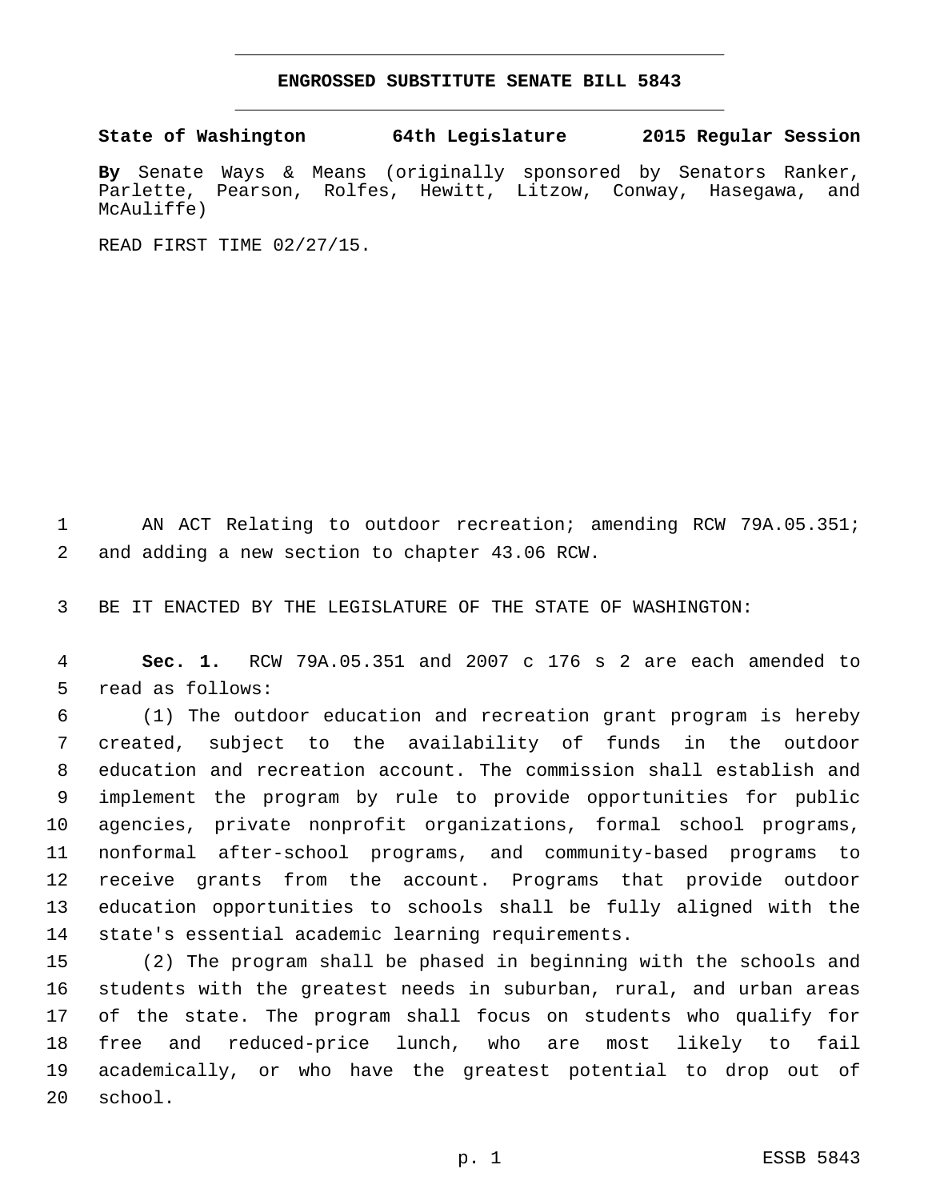# ENGROSSED SUBSTITUTE SENATE BILL 5843

**State of Washington 64th Legislature 2015 Regular Session**

**By** Senate Ways & Means (originally sponsored by Senators Ranker, Parlette, Pearson, Rolfes, Hewitt, Litzow, Conway, Hasegawa, and McAuliffe)

READ FIRST TIME 02/27/15.

AN ACT Relating to outdoor recreation; amending RCW 79A.05.351; and adding a new section to chapter 43.06 RCW.

BE IT ENACTED BY THE LEGISLATURE OF THE STATE OF WASHINGTON:

**Sec. 1.** RCW 79A.05.351 and 2007 c 176 s 2 are each amended to read as follows:

(1) The outdoor education and recreation grant program is hereby created, subject to the availability of funds in the outdoor education and recreation account. The commission shall establish and implement the program by rule to provide opportunities for public agencies, private nonprofit organizations, formal school programs, nonformal after-school programs, and community-based programs to receive grants from the account. Programs that provide outdoor education opportunities to schools shall be fully aligned with the state's essential academic learning requirements.

(2) The program shall be phased in beginning with the schools and students with the greatest needs in suburban, rural, and urban areas of the state. The program shall focus on students who qualify for free and reduced-price lunch, who are most likely to fail academically, or who have the greatest potential to drop out of school.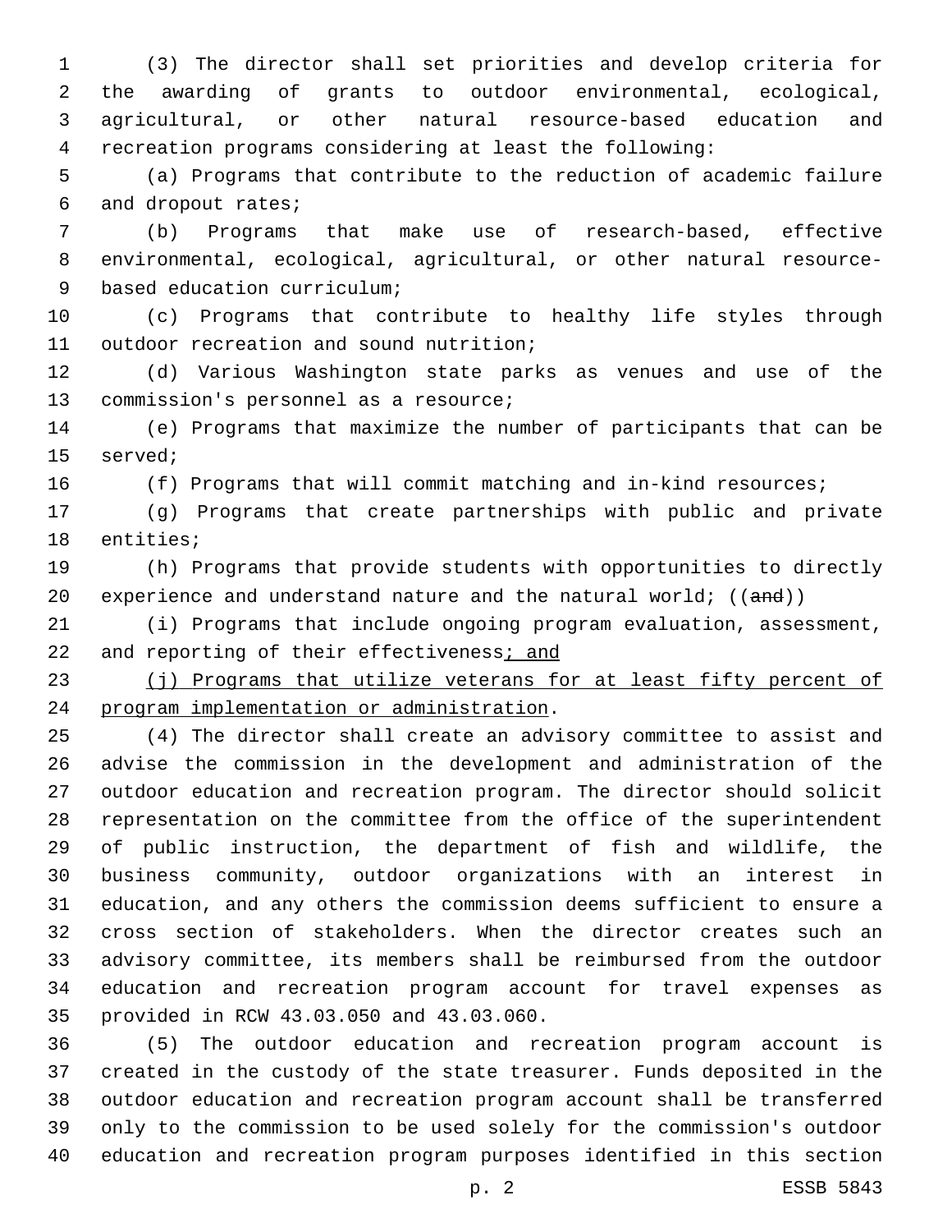(3) The director shall set priorities and develop criteria for the awarding of grants to outdoor environmental, ecological, agricultural, or other natural resource-based education and recreation programs considering at least the following:

(a) Programs that contribute to the reduction of academic failure and dropout rates;

(b) Programs that make use of research-based, effective environmental, ecological, agricultural, or other natural resource-based education curriculum;

(c) Programs that contribute to healthy life styles through outdoor recreation and sound nutrition;

(d) Various Washington state parks as venues and use of the commission's personnel as a resource;

(e) Programs that maximize the number of participants that can be served;

(f) Programs that will commit matching and in-kind resources;

(g) Programs that create partnerships with public and private entities;

(h) Programs that provide students with opportunities to directly experience and understand nature and the natural world; ((~~and~~))

(i) Programs that include ongoing program evaluation, assessment, and reporting of their effectiveness<u>; and</u>

<u>(j) Programs that utilize veterans for at least fifty percent of program implementation or administration</u>.

(4) The director shall create an advisory committee to assist and advise the commission in the development and administration of the outdoor education and recreation program. The director should solicit representation on the committee from the office of the superintendent of public instruction, the department of fish and wildlife, the business community, outdoor organizations with an interest in education, and any others the commission deems sufficient to ensure a cross section of stakeholders. When the director creates such an advisory committee, its members shall be reimbursed from the outdoor education and recreation program account for travel expenses as provided in RCW 43.03.050 and 43.03.060.

(5) The outdoor education and recreation program account is created in the custody of the state treasurer. Funds deposited in the outdoor education and recreation program account shall be transferred only to the commission to be used solely for the commission's outdoor education and recreation program purposes identified in this section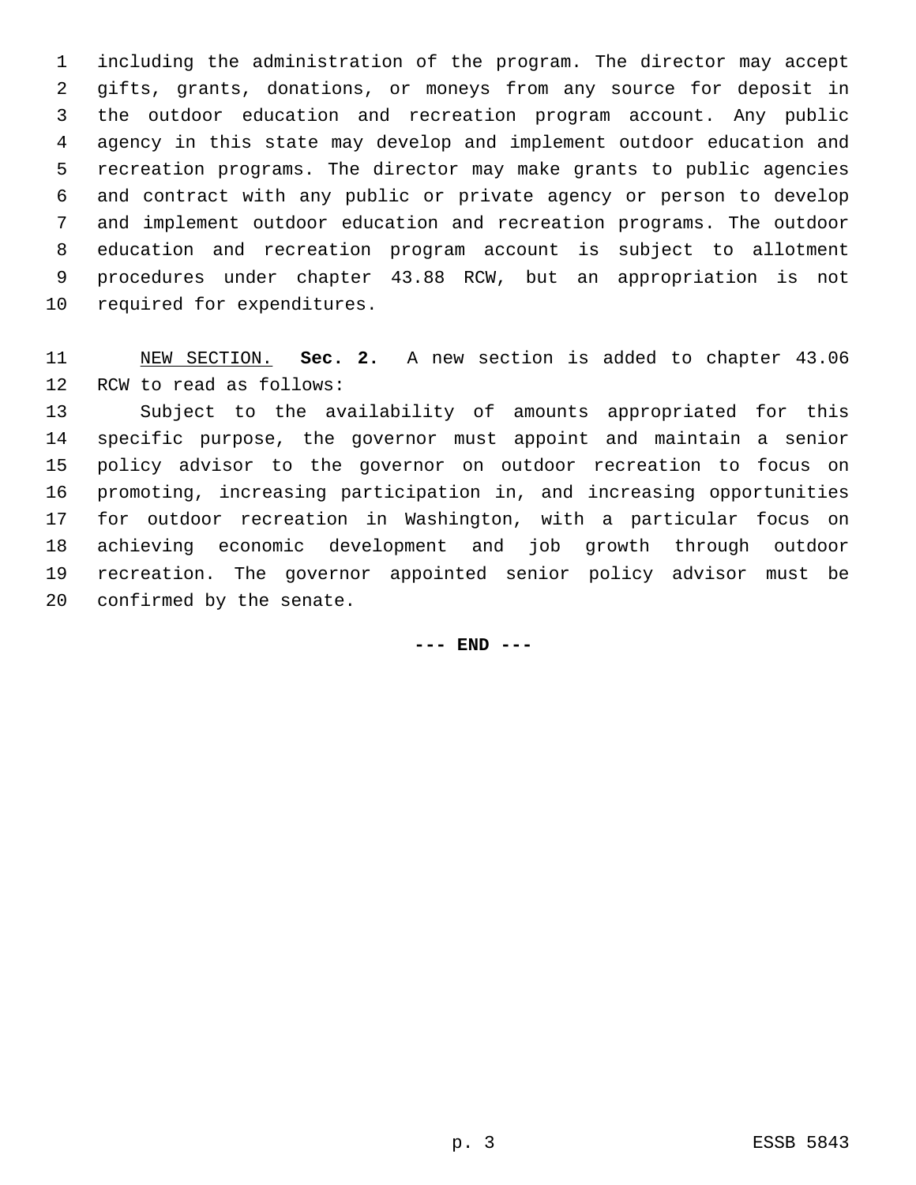including the administration of the program. The director may accept gifts, grants, donations, or moneys from any source for deposit in the outdoor education and recreation program account. Any public agency in this state may develop and implement outdoor education and recreation programs. The director may make grants to public agencies and contract with any public or private agency or person to develop and implement outdoor education and recreation programs. The outdoor education and recreation program account is subject to allotment procedures under chapter 43.88 RCW, but an appropriation is not required for expenditures.

NEW SECTION. **Sec. 2.** A new section is added to chapter 43.06 RCW to read as follows:

Subject to the availability of amounts appropriated for this specific purpose, the governor must appoint and maintain a senior policy advisor to the governor on outdoor recreation to focus on promoting, increasing participation in, and increasing opportunities for outdoor recreation in Washington, with a particular focus on achieving economic development and job growth through outdoor recreation. The governor appointed senior policy advisor must be confirmed by the senate.

**--- END ---**